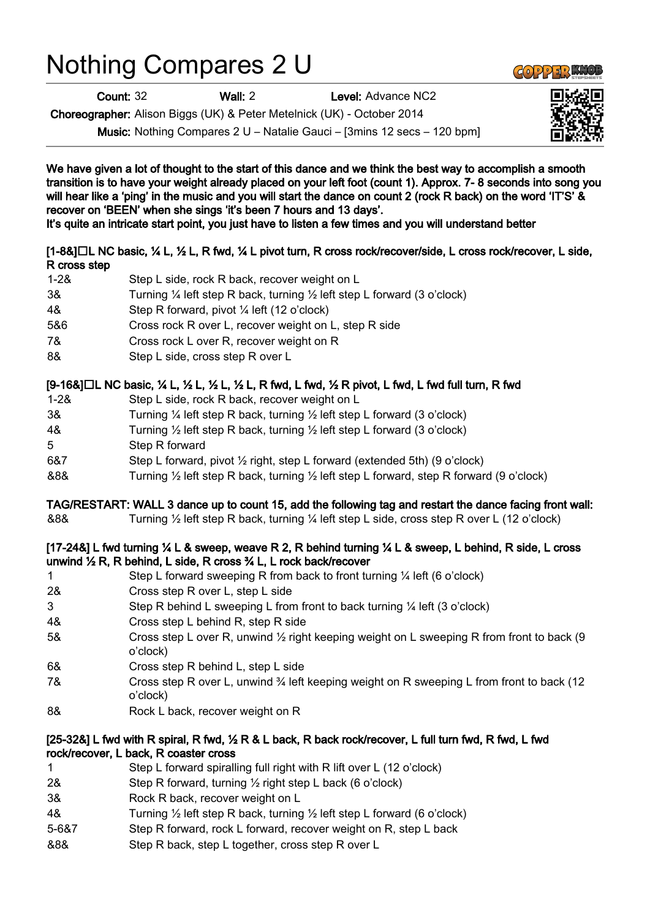# Nothing Compares 2 U

**Count:** 32 **Wall:** 2 **Level:** Advance NC2

**Choreographer:** Alison Biggs (UK) & Peter Metelnick (UK) - October 2014

**Music:** Nothing Compares 2 U – Natalie Gauci – [3mins 12 secs – 120 bpm]

**We have given a lot of thought to the start of this dance and we think the best way to accomplish a smooth transition is to have your weight already placed on your left foot (count 1). Approx. 7- 8 seconds into song you will hear like a 'ping' in the music and you will start the dance on count 2 (rock R back) on the word 'IT'S' & recover on 'BEEN' when she sings 'it's been 7 hours and 13 days'.**
**It's quite an intricate start point, you just have to listen a few times and you will understand better**

**[1-8&] L NC basic, ¼ L, ½ L, R fwd, ¼ L pivot turn, R cross rock/recover/side, L cross rock/recover, L side, R cross step**

| | |
|---|---|
| 1-2& | Step L side, rock R back, recover weight on L |
| 3& | Turning ¼ left step R back, turning ½ left step L forward (3 o'clock) |
| 4& | Step R forward, pivot ¼ left (12 o'clock) |
| 5&6 | Cross rock R over L, recover weight on L, step R side |
| 7& | Cross rock L over R, recover weight on R |
| 8& | Step L side, cross step R over L |

**[9-16&] L NC basic, ¼ L, ½ L, ½ L, ½ L, R fwd, L fwd, ½ R pivot, L fwd, L fwd full turn, R fwd**

| | |
|---|---|
| 1-2& | Step L side, rock R back, recover weight on L |
| 3& | Turning ¼ left step R back, turning ½ left step L forward (3 o'clock) |
| 4& | Turning ½ left step R back, turning ½ left step L forward (3 o'clock) |
| 5 | Step R forward |
| 6&7 | Step L forward, pivot ½ right, step L forward (extended 5th) (9 o'clock) |
| &8& | Turning ½ left step R back, turning ½ left step L forward, step R forward (9 o'clock) |

**TAG/RESTART: WALL 3 dance up to count 15, add the following tag and restart the dance facing front wall:**

| | |
|---|---|
| &8& | Turning ½ left step R back, turning ¼ left step L side, cross step R over L (12 o'clock) |

**[17-24&] L fwd turning ¼ L & sweep, weave R 2, R behind turning ¼ L & sweep, L behind, R side, L cross unwind ½ R, R behind, L side, R cross ¾ L, L rock back/recover**

| | |
|---|---|
| 1 | Step L forward sweeping R from back to front turning ¼ left (6 o'clock) |
| 2& | Cross step R over L, step L side |
| 3 | Step R behind L sweeping L from front to back turning ¼ left (3 o'clock) |
| 4& | Cross step L behind R, step R side |
| 5& | Cross step L over R, unwind ½ right keeping weight on L sweeping R from front to back (9 o'clock) |
| 6& | Cross step R behind L, step L side |
| 7& | Cross step R over L, unwind ¾ left keeping weight on R sweeping L from front to back (12 o'clock) |
| 8& | Rock L back, recover weight on R |

**[25-32&] L fwd with R spiral, R fwd, ½ R & L back, R back rock/recover, L full turn fwd, R fwd, L fwd rock/recover, L back, R coaster cross**

| | |
|---|---|
| 1 | Step L forward spiralling full right with R lift over L (12 o'clock) |
| 2& | Step R forward, turning ½ right step L back (6 o'clock) |
| 3& | Rock R back, recover weight on L |
| 4& | Turning ½ left step R back, turning ½ left step L forward (6 o'clock) |
| 5-6&7 | Step R forward, rock L forward, recover weight on R, step L back |
| &8& | Step R back, step L together, cross step R over L |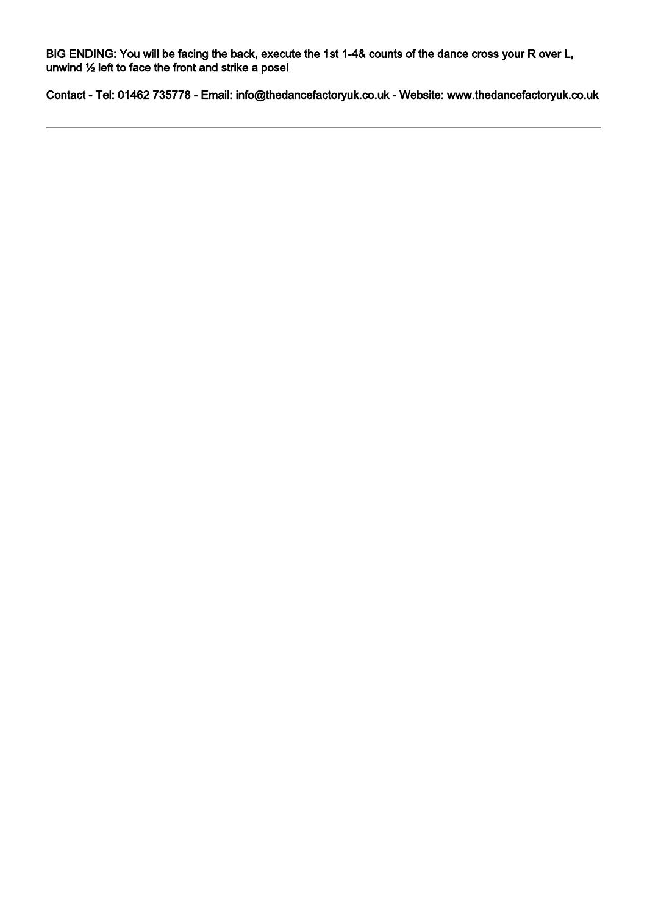BIG ENDING: You will be facing the back, execute the 1st 1-4& counts of the dance cross your R over L, unwind ½ left to face the front and strike a pose!

Contact - Tel: 01462 735778 - Email: info@thedancefactoryuk.co.uk - Website: www.thedancefactoryuk.co.uk

---